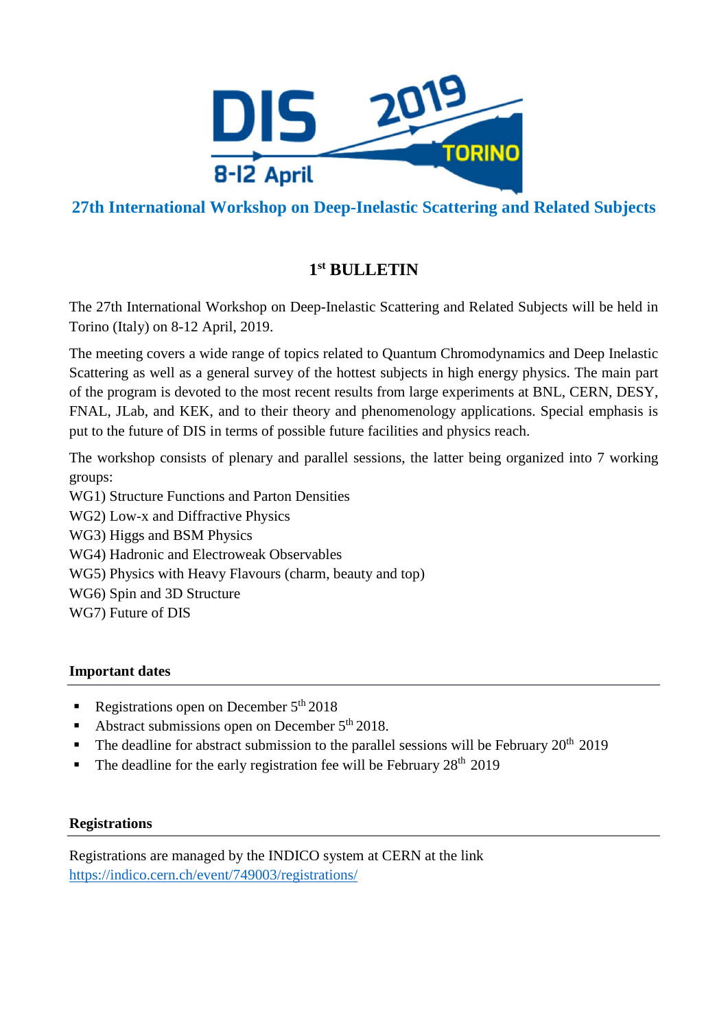# 27th International Workshop on Deep-Inelastic Scattering and Related Subjects

## 1st BULLETIN

The 27th International Workshop on Deep-Inelastic Scattering and Related Subjects will be held in Torino (Italy) on 8-12 April, 2019.

The meeting covers a wide range of topics related to Quantum Chromodynamics and Deep Inelastic Scattering as well as a general survey of the hottest subjects in high energy physics. The main part of the program is devoted to the most recent results from large experiments at BNL, CERN, DESY, FNAL, JLab, and KEK, and to their theory and phenomenology applications. Special emphasis is put to the future of DIS in terms of possible future facilities and physics reach.

The workshop consists of plenary and parallel sessions, the latter being organized into 7 working groups:
WG1) Structure Functions and Parton Densities
WG2) Low-x and Diffractive Physics
WG3) Higgs and BSM Physics
WG4) Hadronic and Electroweak Observables
WG5) Physics with Heavy Flavours (charm, beauty and top)
WG6) Spin and 3D Structure
WG7) Future of DIS

### Important dates

- Registrations open on December 5th 2018
- Abstract submissions open on December 5th 2018.
- The deadline for abstract submission to the parallel sessions will be February 20th 2019
- The deadline for the early registration fee will be February 28th 2019

### Registrations

Registrations are managed by the INDICO system at CERN at the link
https://indico.cern.ch/event/749003/registrations/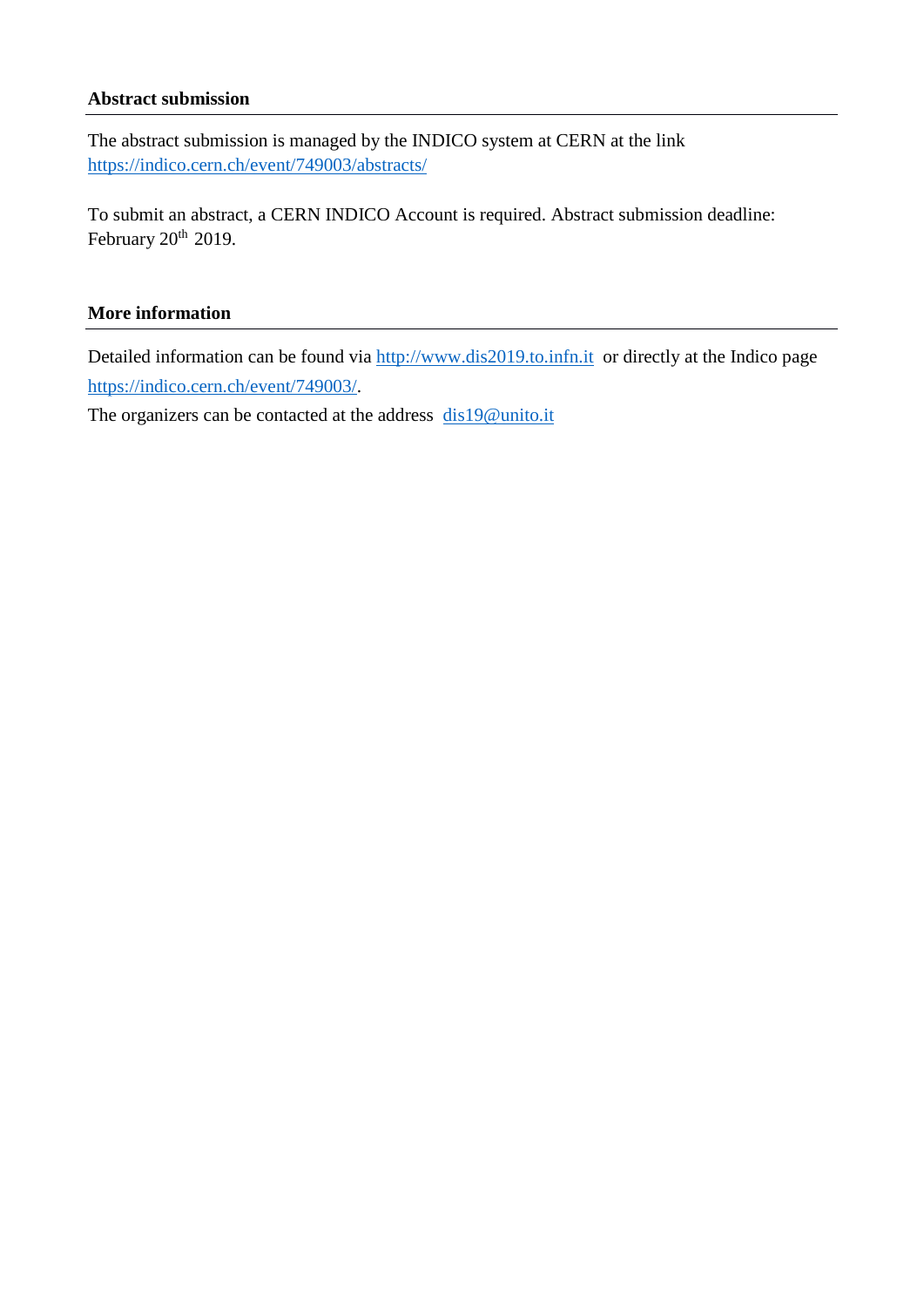## Abstract submission

The abstract submission is managed by the INDICO system at CERN at the link https://indico.cern.ch/event/749003/abstracts/

To submit an abstract, a CERN INDICO Account is required. Abstract submission deadline: February 20th 2019.

## More information

Detailed information can be found via http://www.dis2019.to.infn.it or directly at the Indico page https://indico.cern.ch/event/749003/.

The organizers can be contacted at the address dis19@unito.it